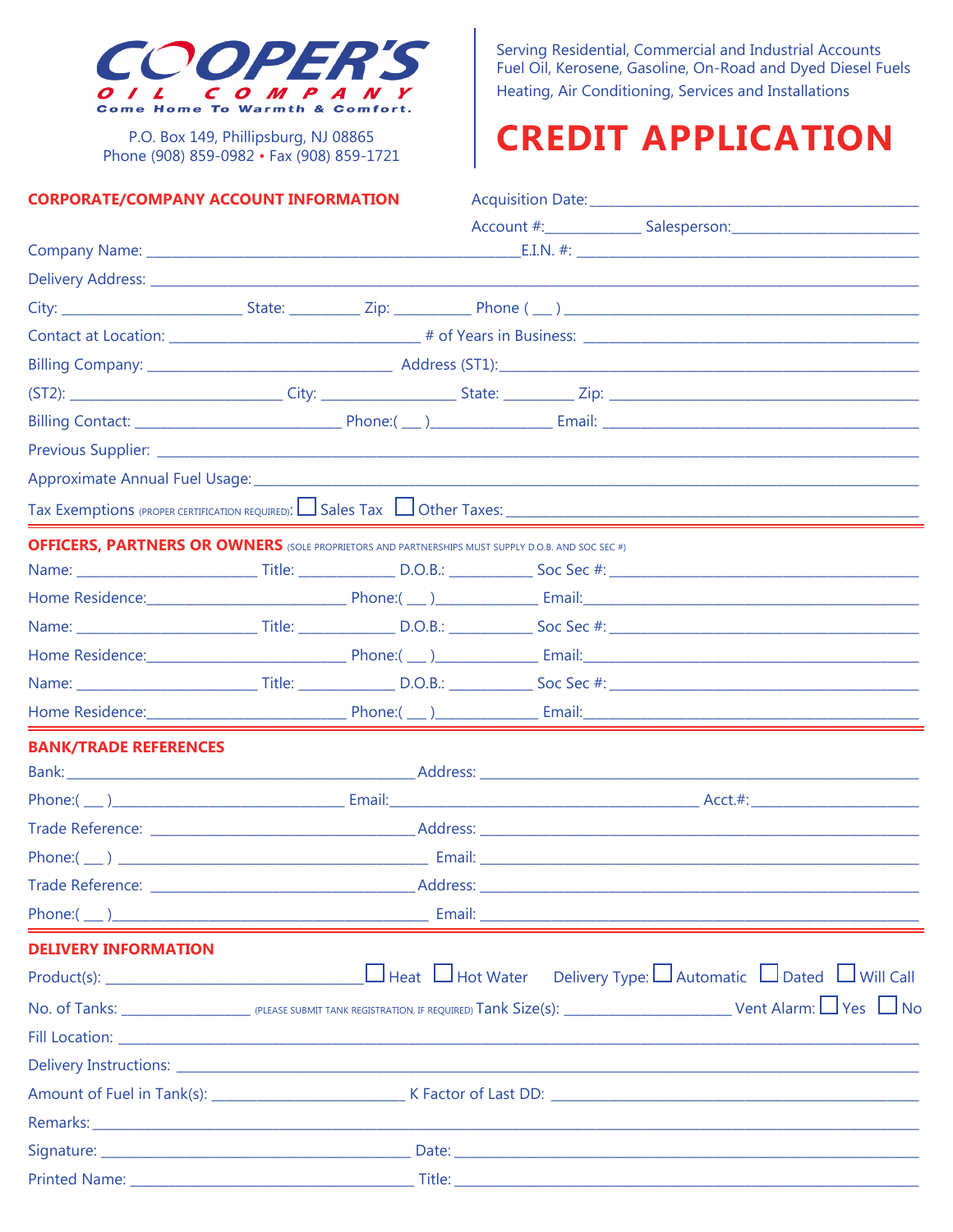# COOPER'S OIL COMPANY

Come Home To Warmth & Comfort.

P.O. Box 149, Phillipsburg, NJ 08865
Phone (908) 859-0982 • Fax (908) 859-1721

Serving Residential, Commercial and Industrial Accounts
Fuel Oil, Kerosene, Gasoline, On-Road and Dyed Diesel Fuels
Heating, Air Conditioning, Services and Installations

# CREDIT APPLICATION

## CORPORATE/COMPANY ACCOUNT INFORMATION

Acquisition Date: ______________________________

Account #: ____________ Salesperson: ______________________

Company Name: ____________________________________________ E.I.N. #: ______________________________

Delivery Address: ______________________________________________________________________________

City: ______________________ State: _________ Zip: __________ Phone ( ___ ) ___________________________

Contact at Location: _______________________________ # of Years in Business: __________________________

Billing Company: ______________________________ Address (ST1): ___________________________________

(ST2): __________________________ City: ________________ State: _________ Zip: ____________________

Billing Contact: _________________________ Phone:( ___ )_______________ Email: ______________________

Previous Supplier: ______________________________________________________________________________

Approximate Annual Fuel Usage: __________________________________________________________________

Tax Exemptions (PROPER CERTIFICATION REQUIRED): ☐ Sales Tax ☐ Other Taxes: _______________________________

## OFFICERS, PARTNERS OR OWNERS (SOLE PROPRIETORS AND PARTNERSHIPS MUST SUPPLY D.O.B. AND SOC SEC #)

Name: _______________________ Title: ____________ D.O.B.: ___________ Soc Sec #: _______________________

Home Residence: _________________________ Phone:( ___ )_____________ Email: __________________________

Name: _______________________ Title: ____________ D.O.B.: ___________ Soc Sec #: _______________________

Home Residence: _________________________ Phone:( ___ )_____________ Email: __________________________

Name: _______________________ Title: ____________ D.O.B.: ___________ Soc Sec #: _______________________

Home Residence: _________________________ Phone:( ___ )_____________ Email: __________________________

## BANK/TRADE REFERENCES

Bank: ____________________________________________ Address: _____________________________________

Phone:( ___ )___________________________ Email: ______________________________________ Acct.#: _____________________

Trade Reference: _________________________________ Address: _____________________________________

Phone:( ___ ) ______________________________________ Email: _____________________________________

Trade Reference: _________________________________ Address: _____________________________________

Phone:( ___ )_______________________________________ Email: _____________________________________

## DELIVERY INFORMATION

Product(s): ________________________________ ☐ Heat ☐ Hot Water Delivery Type: ☐ Automatic ☐ Dated ☐ Will Call

No. of Tanks: ________________ (PLEASE SUBMIT TANK REGISTRATION, IF REQUIRED) Tank Size(s): _____________________ Vent Alarm: ☐ Yes ☐ No

Fill Location: __________________________________________________________________________________

Delivery Instructions: ____________________________________________________________________________

Amount of Fuel in Tank(s): ________________________ K Factor of Last DD: ____________________________

Remarks: ______________________________________________________________________________________

Signature: ________________________________________ Date: ______________________________________

Printed Name: ____________________________________ Title: ______________________________________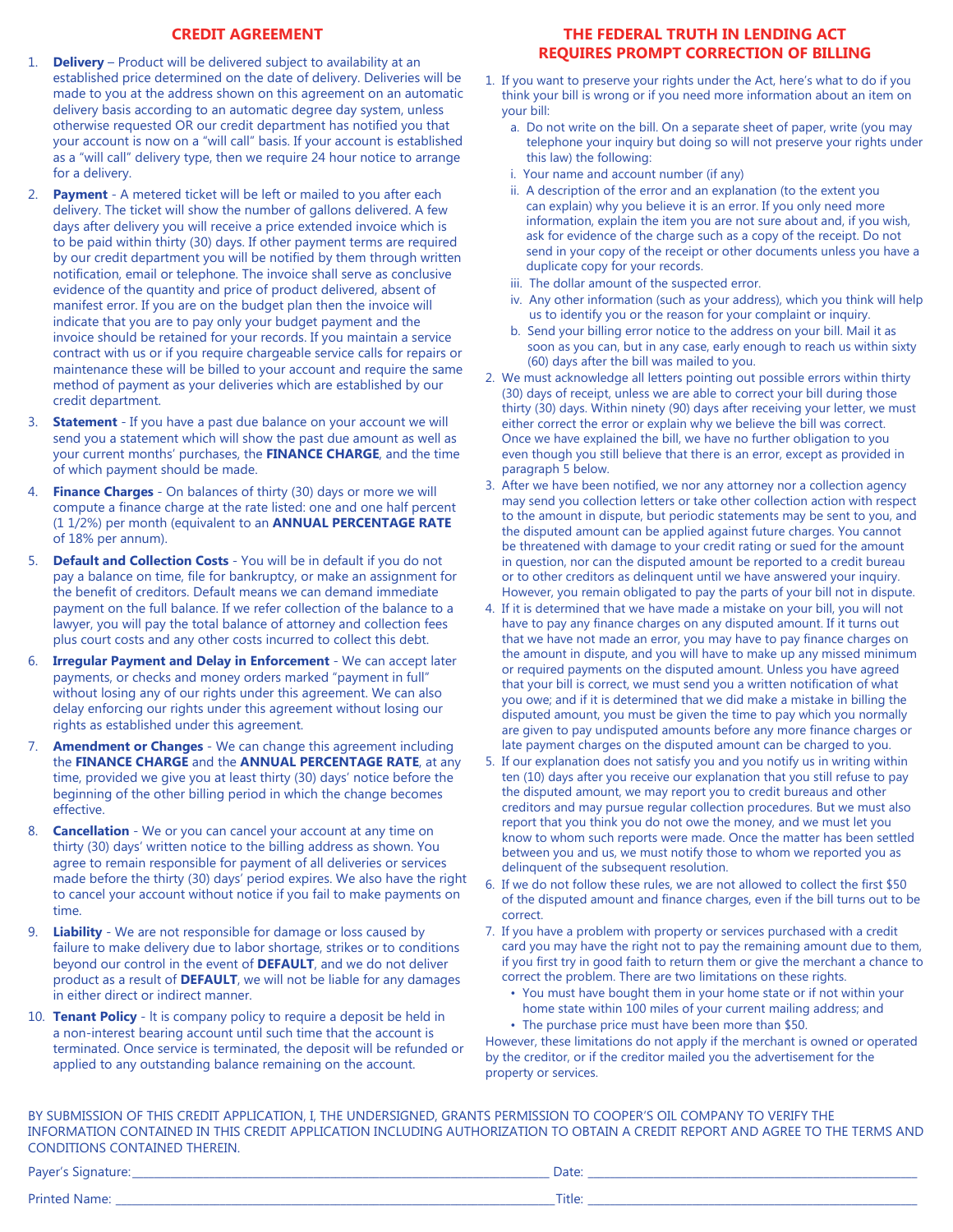## CREDIT AGREEMENT

1. **Delivery** – Product will be delivered subject to availability at an established price determined on the date of delivery. Deliveries will be made to you at the address shown on this agreement on an automatic delivery basis according to an automatic degree day system, unless otherwise requested OR our credit department has notified you that your account is now on a "will call" basis. If your account is established as a "will call" delivery type, then we require 24 hour notice to arrange for a delivery.
2. **Payment** - A metered ticket will be left or mailed to you after each delivery. The ticket will show the number of gallons delivered. A few days after delivery you will receive a price extended invoice which is to be paid within thirty (30) days. If other payment terms are required by our credit department you will be notified by them through written notification, email or telephone. The invoice shall serve as conclusive evidence of the quantity and price of product delivered, absent of manifest error. If you are on the budget plan then the invoice will indicate that you are to pay only your budget payment and the invoice should be retained for your records. If you maintain a service contract with us or if you require chargeable service calls for repairs or maintenance these will be billed to your account and require the same method of payment as your deliveries which are established by our credit department.
3. **Statement** - If you have a past due balance on your account we will send you a statement which will show the past due amount as well as your current months' purchases, the **FINANCE CHARGE**, and the time of which payment should be made.
4. **Finance Charges** - On balances of thirty (30) days or more we will compute a finance charge at the rate listed: one and one half percent (1 1/2%) per month (equivalent to an **ANNUAL PERCENTAGE RATE** of 18% per annum).
5. **Default and Collection Costs** - You will be in default if you do not pay a balance on time, file for bankruptcy, or make an assignment for the benefit of creditors. Default means we can demand immediate payment on the full balance. If we refer collection of the balance to a lawyer, you will pay the total balance of attorney and collection fees plus court costs and any other costs incurred to collect this debt.
6. **Irregular Payment and Delay in Enforcement** - We can accept later payments, or checks and money orders marked "payment in full" without losing any of our rights under this agreement. We can also delay enforcing our rights under this agreement without losing our rights as established under this agreement.
7. **Amendment or Changes** - We can change this agreement including the **FINANCE CHARGE** and the **ANNUAL PERCENTAGE RATE**, at any time, provided we give you at least thirty (30) days' notice before the beginning of the other billing period in which the change becomes effective.
8. **Cancellation** - We or you can cancel your account at any time on thirty (30) days' written notice to the billing address as shown. You agree to remain responsible for payment of all deliveries or services made before the thirty (30) days' period expires. We also have the right to cancel your account without notice if you fail to make payments on time.
9. **Liability** - We are not responsible for damage or loss caused by failure to make delivery due to labor shortage, strikes or to conditions beyond our control in the event of **DEFAULT**, and we do not deliver product as a result of **DEFAULT**, we will not be liable for any damages in either direct or indirect manner.
10. **Tenant Policy** - It is company policy to require a deposit be held in a non-interest bearing account until such time that the account is terminated. Once service is terminated, the deposit will be refunded or applied to any outstanding balance remaining on the account.

## THE FEDERAL TRUTH IN LENDING ACT REQUIRES PROMPT CORRECTION OF BILLING

1. If you want to preserve your rights under the Act, here's what to do if you think your bill is wrong or if you need more information about an item on your bill:
   a. Do not write on the bill. On a separate sheet of paper, write (you may telephone your inquiry but doing so will not preserve your rights under this law) the following:
   i. Your name and account number (if any)
   ii. A description of the error and an explanation (to the extent you can explain) why you believe it is an error. If you only need more information, explain the item you are not sure about and, if you wish, ask for evidence of the charge such as a copy of the receipt. Do not send in your copy of the receipt or other documents unless you have a duplicate copy for your records.
   iii. The dollar amount of the suspected error.
   iv. Any other information (such as your address), which you think will help us to identify you or the reason for your complaint or inquiry.
   b. Send your billing error notice to the address on your bill. Mail it as soon as you can, but in any case, early enough to reach us within sixty (60) days after the bill was mailed to you.
2. We must acknowledge all letters pointing out possible errors within thirty (30) days of receipt, unless we are able to correct your bill during those thirty (30) days. Within ninety (90) days after receiving your letter, we must either correct the error or explain why we believe the bill was correct. Once we have explained the bill, we have no further obligation to you even though you still believe that there is an error, except as provided in paragraph 5 below.
3. After we have been notified, we nor any attorney nor a collection agency may send you collection letters or take other collection action with respect to the amount in dispute, but periodic statements may be sent to you, and the disputed amount can be applied against future charges. You cannot be threatened with damage to your credit rating or sued for the amount in question, nor can the disputed amount be reported to a credit bureau or to other creditors as delinquent until we have answered your inquiry. However, you remain obligated to pay the parts of your bill not in dispute.
4. If it is determined that we have made a mistake on your bill, you will not have to pay any finance charges on any disputed amount. If it turns out that we have not made an error, you may have to pay finance charges on the amount in dispute, and you will have to make up any missed minimum or required payments on the disputed amount. Unless you have agreed that your bill is correct, we must send you a written notification of what you owe; and if it is determined that we did make a mistake in billing the disputed amount, you must be given the time to pay which you normally are given to pay undisputed amounts before any more finance charges or late payment charges on the disputed amount can be charged to you.
5. If our explanation does not satisfy you and you notify us in writing within ten (10) days after you receive our explanation that you still refuse to pay the disputed amount, we may report you to credit bureaus and other creditors and may pursue regular collection procedures. But we must also report that you think you do not owe the money, and we must let you know to whom such reports were made. Once the matter has been settled between you and us, we must notify those to whom we reported you as delinquent of the subsequent resolution.
6. If we do not follow these rules, we are not allowed to collect the first $50 of the disputed amount and finance charges, even if the bill turns out to be correct.
7. If you have a problem with property or services purchased with a credit card you may have the right not to pay the remaining amount due to them, if you first try in good faith to return them or give the merchant a chance to correct the problem. There are two limitations on these rights.
   - You must have bought them in your home state or if not within your home state within 100 miles of your current mailing address; and
   - The purchase price must have been more than $50.

However, these limitations do not apply if the merchant is owned or operated by the creditor, or if the creditor mailed you the advertisement for the property or services.

BY SUBMISSION OF THIS CREDIT APPLICATION, I, THE UNDERSIGNED, GRANTS PERMISSION TO COOPER'S OIL COMPANY TO VERIFY THE INFORMATION CONTAINED IN THIS CREDIT APPLICATION INCLUDING AUTHORIZATION TO OBTAIN A CREDIT REPORT AND AGREE TO THE TERMS AND CONDITIONS CONTAINED THEREIN.

Payer's Signature:______________________________ Date: ______________________________

Printed Name: ______________________________ Title: ______________________________